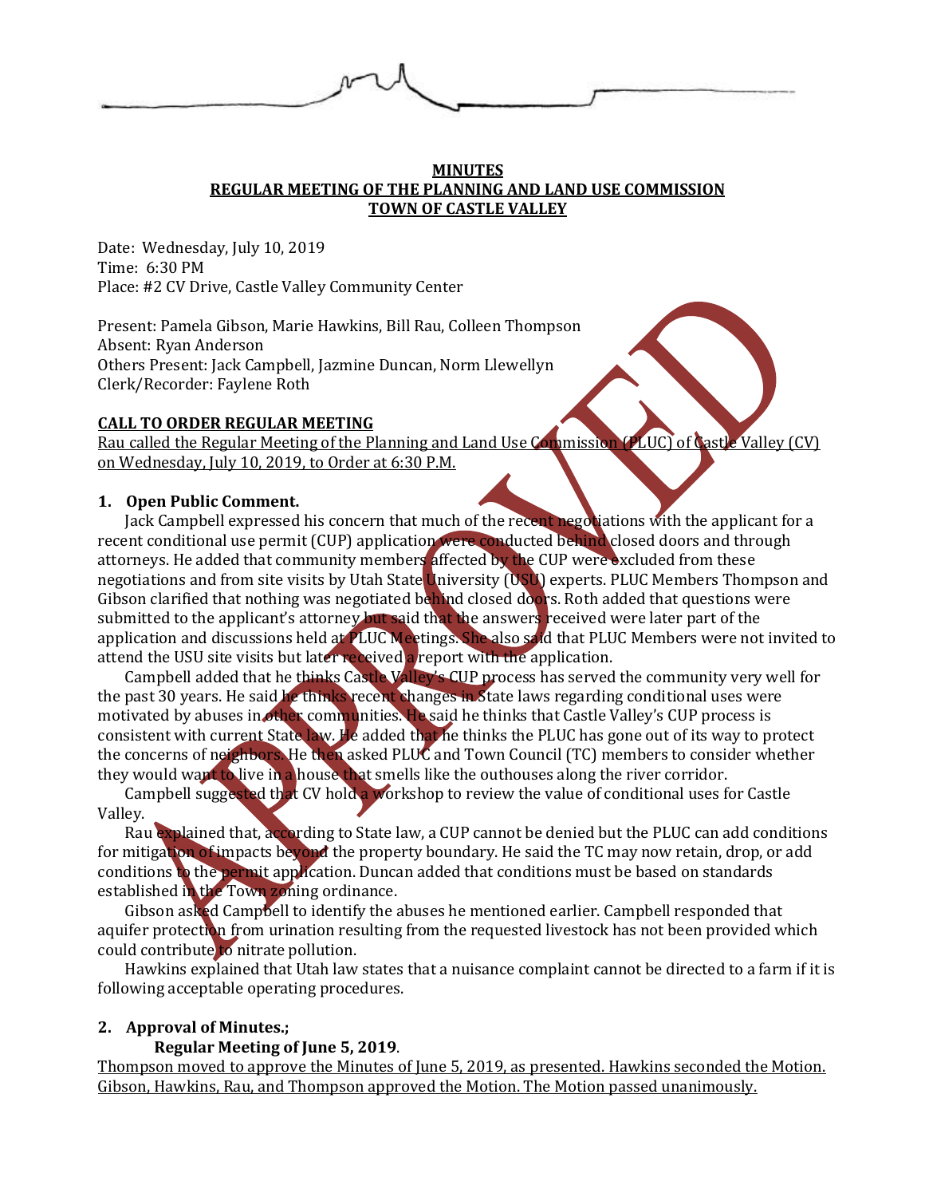**MINUTES**
**REGULAR MEETING OF THE PLANNING AND LAND USE COMMISSION**
**TOWN OF CASTLE VALLEY**

Date: Wednesday, July 10, 2019
Time: 6:30 PM
Place: #2 CV Drive, Castle Valley Community Center

Present: Pamela Gibson, Marie Hawkins, Bill Rau, Colleen Thompson
Absent: Ryan Anderson
Others Present: Jack Campbell, Jazmine Duncan, Norm Llewellyn
Clerk/Recorder: Faylene Roth

## CALL TO ORDER REGULAR MEETING

Rau called the Regular Meeting of the Planning and Land Use Commission (PLUC) of Castle Valley (CV) on Wednesday, July 10, 2019, to Order at 6:30 P.M.

### 1. Open Public Comment.

Jack Campbell expressed his concern that much of the recent negotiations with the applicant for a recent conditional use permit (CUP) application were conducted behind closed doors and through attorneys. He added that community members affected by the CUP were excluded from these negotiations and from site visits by Utah State University (USU) experts. PLUC Members Thompson and Gibson clarified that nothing was negotiated behind closed doors. Roth added that questions were submitted to the applicant's attorney but said that the answers received were later part of the application and discussions held at PLUC Meetings. She also said that PLUC Members were not invited to attend the USU site visits but later received a report with the application.

Campbell added that he thinks Castle Valley's CUP process has served the community very well for the past 30 years. He said he thinks recent changes in State laws regarding conditional uses were motivated by abuses in other communities. He said he thinks that Castle Valley's CUP process is consistent with current State law. He added that he thinks the PLUC has gone out of its way to protect the concerns of neighbors. He then asked PLUC and Town Council (TC) members to consider whether they would want to live in a house that smells like the outhouses along the river corridor.

Campbell suggested that CV hold a workshop to review the value of conditional uses for Castle Valley.

Rau explained that, according to State law, a CUP cannot be denied but the PLUC can add conditions for mitigation of impacts beyond the property boundary. He said the TC may now retain, drop, or add conditions to the permit application. Duncan added that conditions must be based on standards established in the Town zoning ordinance.

Gibson asked Campbell to identify the abuses he mentioned earlier. Campbell responded that aquifer protection from urination resulting from the requested livestock has not been provided which could contribute to nitrate pollution.

Hawkins explained that Utah law states that a nuisance complaint cannot be directed to a farm if it is following acceptable operating procedures.

### 2. Approval of Minutes.;

**Regular Meeting of June 5, 2019**.

Thompson moved to approve the Minutes of June 5, 2019, as presented. Hawkins seconded the Motion. Gibson, Hawkins, Rau, and Thompson approved the Motion. The Motion passed unanimously.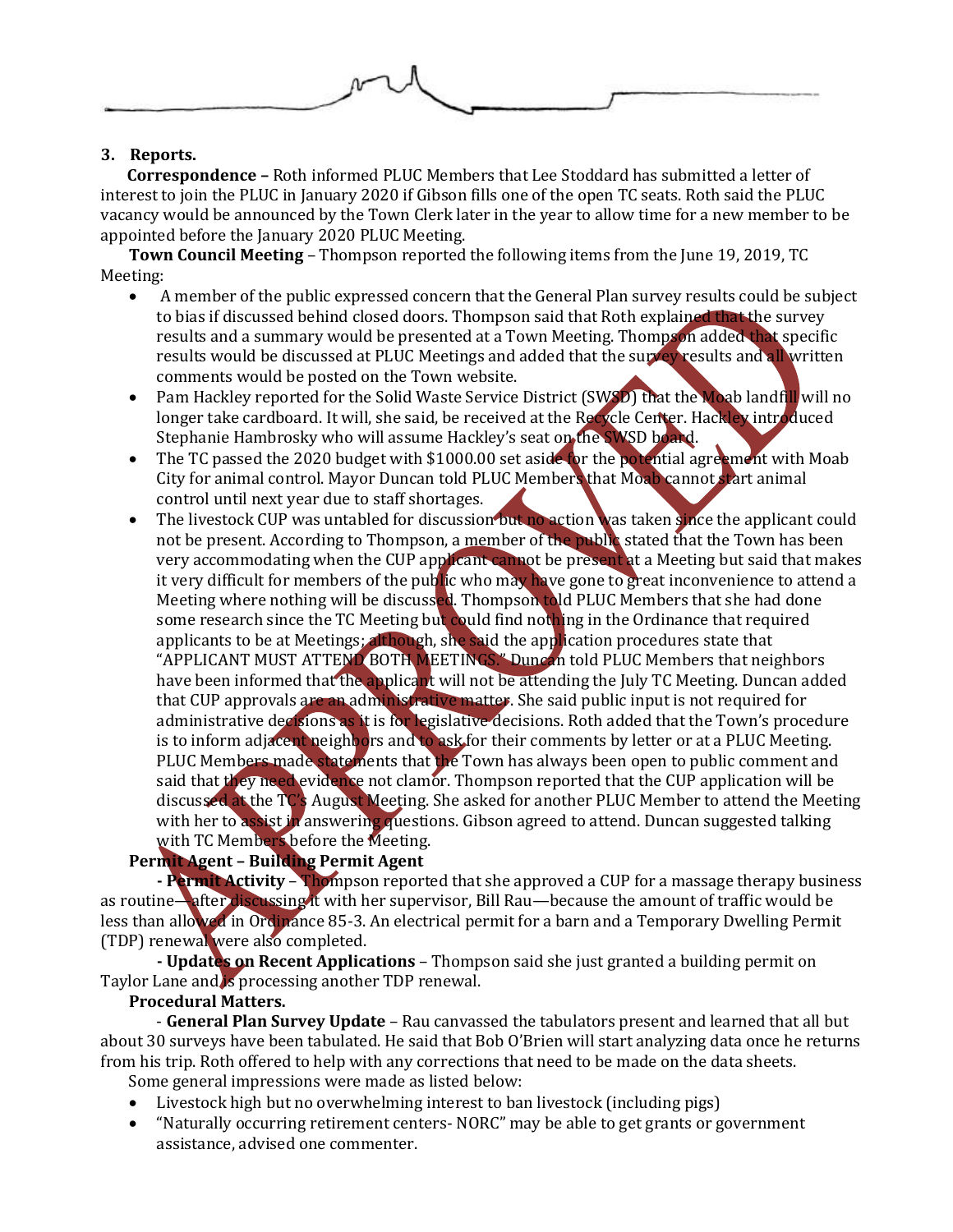### 3. Reports.

**Correspondence –** Roth informed PLUC Members that Lee Stoddard has submitted a letter of interest to join the PLUC in January 2020 if Gibson fills one of the open TC seats. Roth said the PLUC vacancy would be announced by the Town Clerk later in the year to allow time for a new member to be appointed before the January 2020 PLUC Meeting.

**Town Council Meeting** – Thompson reported the following items from the June 19, 2019, TC Meeting:

- A member of the public expressed concern that the General Plan survey results could be subject to bias if discussed behind closed doors. Thompson said that Roth explained that the survey results and a summary would be presented at a Town Meeting. Thompson added that specific results would be discussed at PLUC Meetings and added that the survey results and all written comments would be posted on the Town website.
- Pam Hackley reported for the Solid Waste Service District (SWSD) that the Moab landfill will no longer take cardboard. It will, she said, be received at the Recycle Center. Hackley introduced Stephanie Hambrosky who will assume Hackley's seat on the SWSD board.
- The TC passed the 2020 budget with $1000.00 set aside for the potential agreement with Moab City for animal control. Mayor Duncan told PLUC Members that Moab cannot start animal control until next year due to staff shortages.
- The livestock CUP was untabled for discussion but no action was taken since the applicant could not be present. According to Thompson, a member of the public stated that the Town has been very accommodating when the CUP applicant cannot be present at a Meeting but said that makes it very difficult for members of the public who may have gone to great inconvenience to attend a Meeting where nothing will be discussed. Thompson told PLUC Members that she had done some research since the TC Meeting but could find nothing in the Ordinance that required applicants to be at Meetings; although, she said the application procedures state that "APPLICANT MUST ATTEND BOTH MEETINGS." Duncan told PLUC Members that neighbors have been informed that the applicant will not be attending the July TC Meeting. Duncan added that CUP approvals are an administrative matter. She said public input is not required for administrative decisions as it is for legislative decisions. Roth added that the Town's procedure is to inform adjacent neighbors and to ask for their comments by letter or at a PLUC Meeting. PLUC Members made statements that the Town has always been open to public comment and said that they need evidence not clamor. Thompson reported that the CUP application will be discussed at the TC's August Meeting. She asked for another PLUC Member to attend the Meeting with her to assist in answering questions. Gibson agreed to attend. Duncan suggested talking with TC Members before the Meeting.

**Permit Agent – Building Permit Agent**

**- Permit Activity** – Thompson reported that she approved a CUP for a massage therapy business as routine—after discussing it with her supervisor, Bill Rau—because the amount of traffic would be less than allowed in Ordinance 85-3. An electrical permit for a barn and a Temporary Dwelling Permit (TDP) renewal were also completed.

**- Updates on Recent Applications** – Thompson said she just granted a building permit on Taylor Lane and is processing another TDP renewal.

**Procedural Matters.**

- **General Plan Survey Update** – Rau canvassed the tabulators present and learned that all but about 30 surveys have been tabulated. He said that Bob O'Brien will start analyzing data once he returns from his trip. Roth offered to help with any corrections that need to be made on the data sheets.

Some general impressions were made as listed below:

- Livestock high but no overwhelming interest to ban livestock (including pigs)
- "Naturally occurring retirement centers- NORC" may be able to get grants or government assistance, advised one commenter.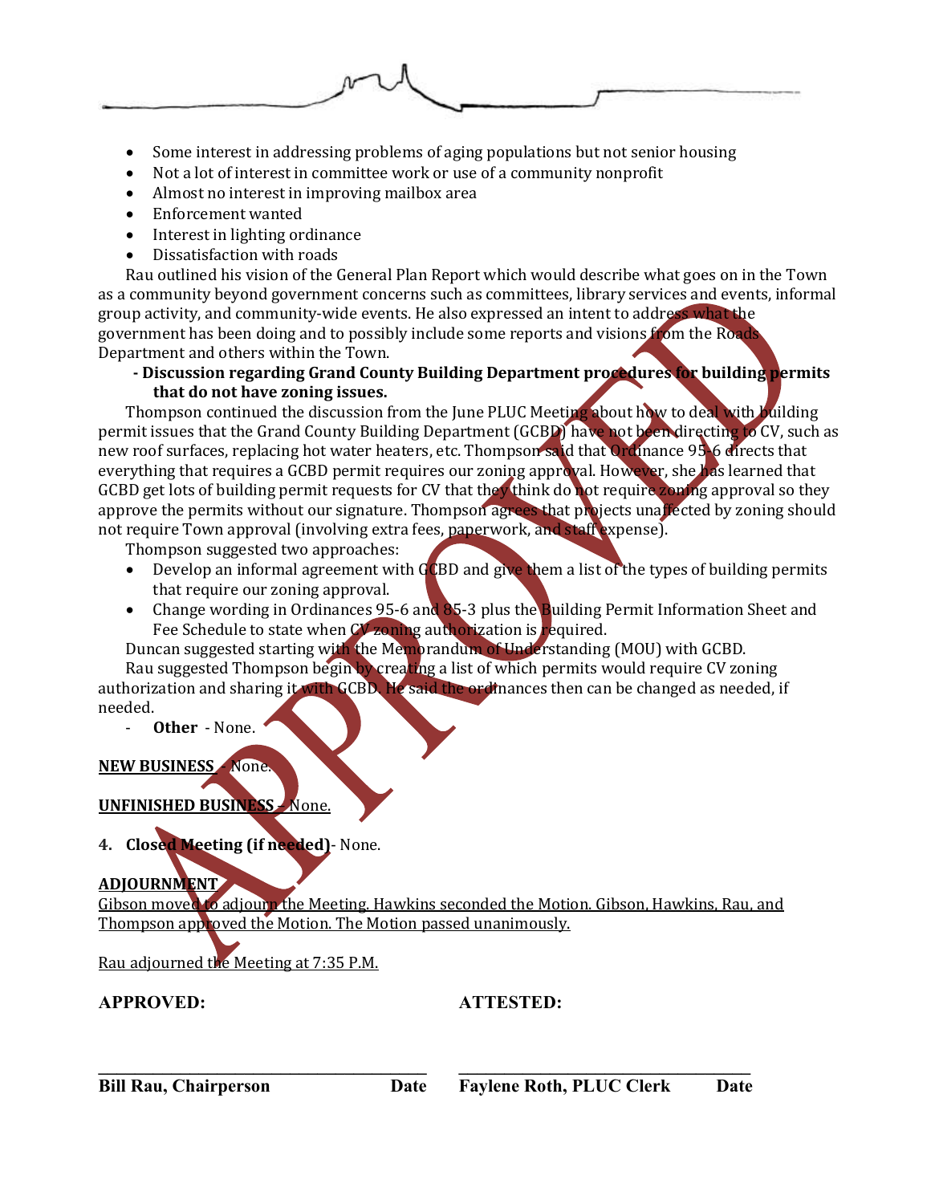- Some interest in addressing problems of aging populations but not senior housing
- Not a lot of interest in committee work or use of a community nonprofit
- Almost no interest in improving mailbox area
- Enforcement wanted
- Interest in lighting ordinance
- Dissatisfaction with roads

Rau outlined his vision of the General Plan Report which would describe what goes on in the Town as a community beyond government concerns such as committees, library services and events, informal group activity, and community-wide events. He also expressed an intent to address what the government has been doing and to possibly include some reports and visions from the Roads Department and others within the Town.

**- Discussion regarding Grand County Building Department procedures for building permits that do not have zoning issues.**

Thompson continued the discussion from the June PLUC Meeting about how to deal with building permit issues that the Grand County Building Department (GCBD) have not been directing to CV, such as new roof surfaces, replacing hot water heaters, etc. Thompson said that Ordinance 95-6 directs that everything that requires a GCBD permit requires our zoning approval. However, she has learned that GCBD get lots of building permit requests for CV that they think do not require zoning approval so they approve the permits without our signature. Thompson agrees that projects unaffected by zoning should not require Town approval (involving extra fees, paperwork, and staff expense).

Thompson suggested two approaches:

- Develop an informal agreement with GCBD and give them a list of the types of building permits that require our zoning approval.
- Change wording in Ordinances 95-6 and 85-3 plus the Building Permit Information Sheet and Fee Schedule to state when CV zoning authorization is required.

Duncan suggested starting with the Memorandum of Understanding (MOU) with GCBD.

Rau suggested Thompson begin by creating a list of which permits would require CV zoning authorization and sharing it with GCBD. He said the ordinances then can be changed as needed, if needed.

- **Other** - None.

**NEW BUSINESS** - None.

**UNFINISHED BUSINESS** – None.

**4. Closed Meeting (if needed)** - None.

**ADJOURNMENT**

Gibson moved to adjourn the Meeting. Hawkins seconded the Motion. Gibson, Hawkins, Rau, and Thompson approved the Motion. The Motion passed unanimously.

Rau adjourned the Meeting at 7:35 P.M.

**APPROVED:** **ATTESTED:**

\_\_\_\_\_\_\_\_\_\_\_\_\_\_\_\_\_\_\_\_\_\_\_\_\_\_\_\_\_\_\_\_ \_\_\_\_\_\_\_\_\_\_\_\_\_\_\_\_\_\_\_\_\_\_\_\_\_\_\_\_\_\_\_\_

**Bill Rau, Chairperson Date** **Faylene Roth, PLUC Clerk Date**

APPROVED